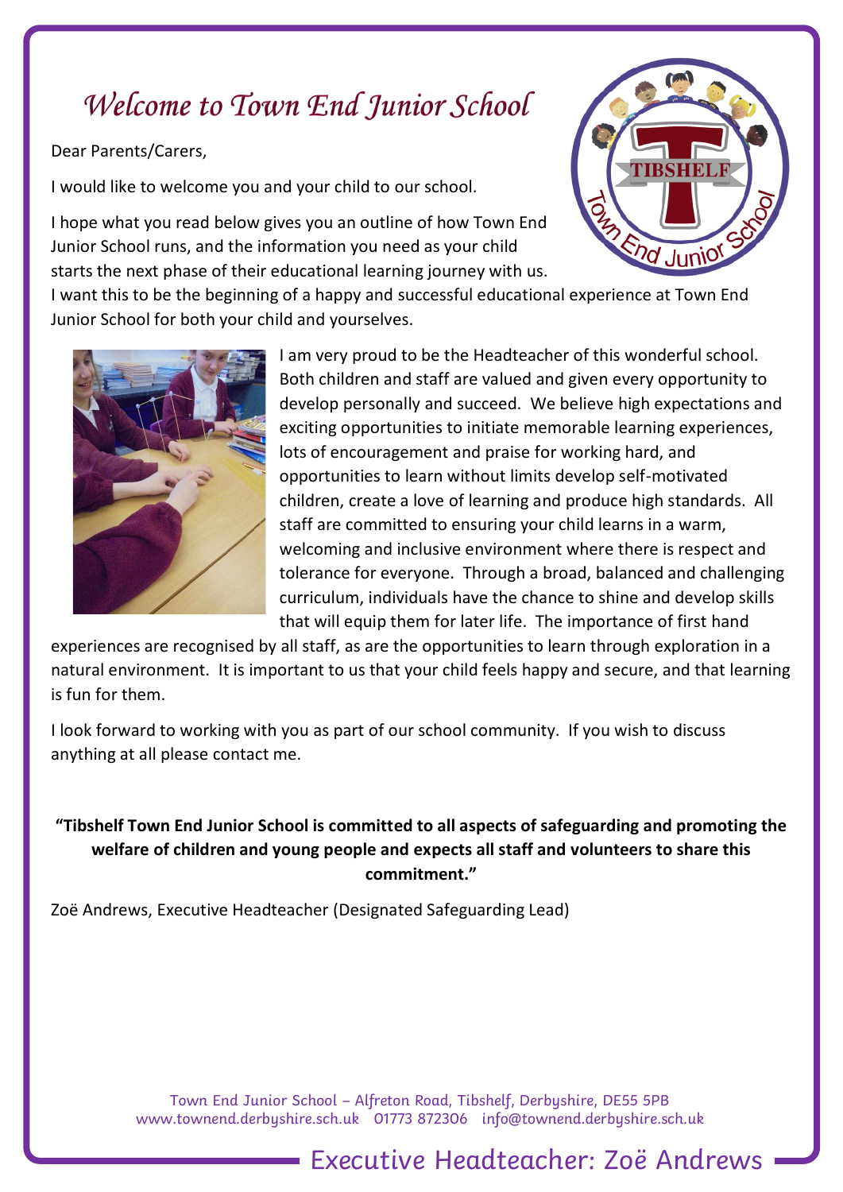# *Welcome to Town End Junior School*

Dear Parents/Carers,

I would like to welcome you and your child to our school.

I hope what you read below gives you an outline of how Town End Junior School runs, and the information you need as your child starts the next phase of their educational learning journey with us. I want this to be the beginning of a happy and successful educational experience at Town End Junior School for both your child and yourselves.

I am very proud to be the Headteacher of this wonderful school. Both children and staff are valued and given every opportunity to develop personally and succeed. We believe high expectations and exciting opportunities to initiate memorable learning experiences, lots of encouragement and praise for working hard, and opportunities to learn without limits develop self-motivated children, create a love of learning and produce high standards. All staff are committed to ensuring your child learns in a warm, welcoming and inclusive environment where there is respect and tolerance for everyone. Through a broad, balanced and challenging curriculum, individuals have the chance to shine and develop skills that will equip them for later life. The importance of first hand experiences are recognised by all staff, as are the opportunities to learn through exploration in a natural environment. It is important to us that your child feels happy and secure, and that learning is fun for them.

I look forward to working with you as part of our school community. If you wish to discuss anything at all please contact me.

**"Tibshelf Town End Junior School is committed to all aspects of safeguarding and promoting the welfare of children and young people and expects all staff and volunteers to share this commitment."**

Zoë Andrews, Executive Headteacher (Designated Safeguarding Lead)

Town End Junior School – Alfreton Road, Tibshelf, Derbyshire, DE55 5PB
www.townend.derbyshire.sch.uk 01773 872306 info@townend.derbyshire.sch.uk

Executive Headteacher: Zoë Andrews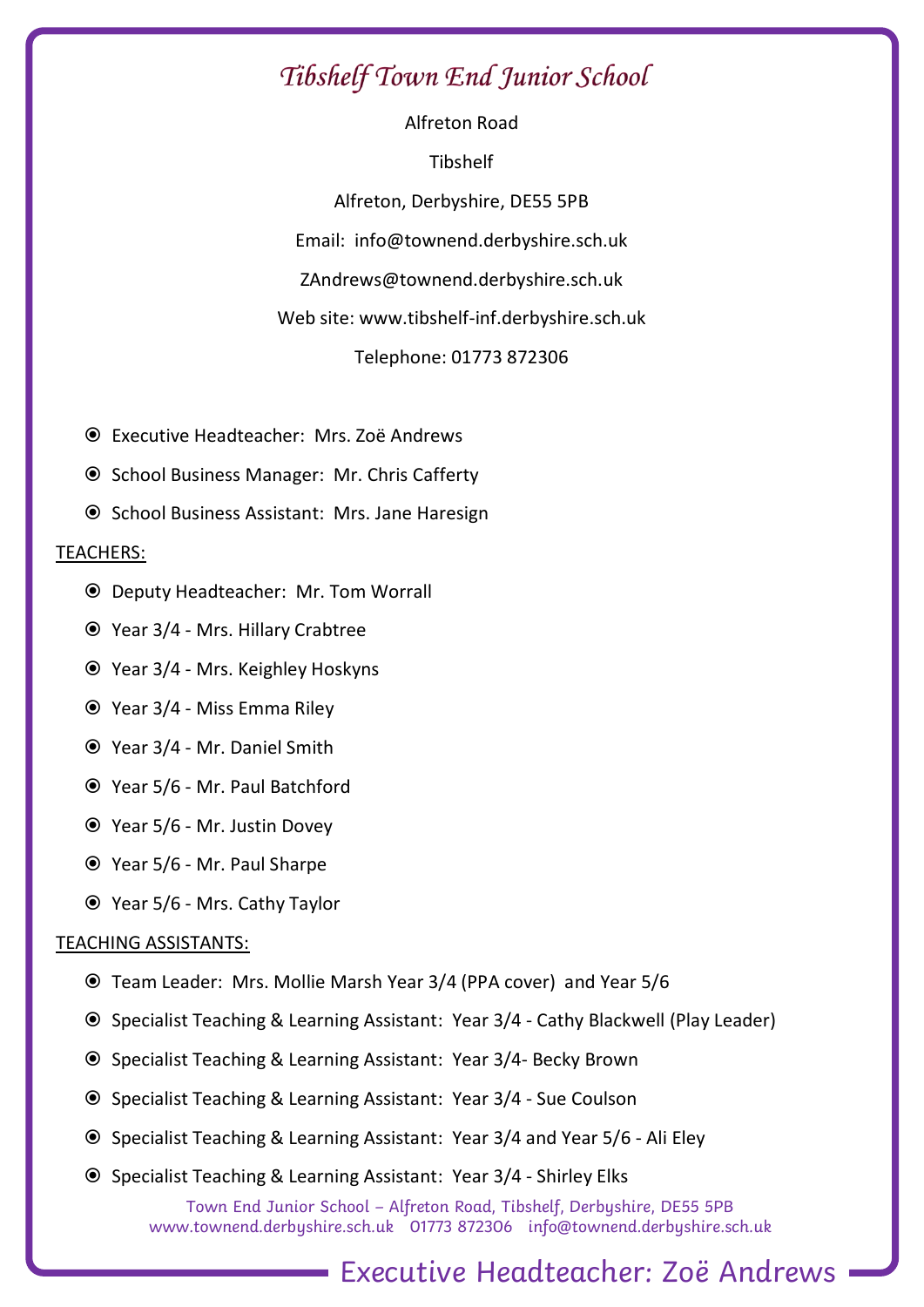# *Tibshelf Town End Junior School*

Alfreton Road

Tibshelf

Alfreton, Derbyshire, DE55 5PB

Email: info@townend.derbyshire.sch.uk

ZAndrews@townend.derbyshire.sch.uk

Web site: www.tibshelf-inf.derbyshire.sch.uk

Telephone: 01773 872306

- Executive Headteacher: Mrs. Zoë Andrews
- School Business Manager: Mr. Chris Cafferty
- School Business Assistant: Mrs. Jane Haresign

<u>TEACHERS:</u>

- Deputy Headteacher: Mr. Tom Worrall
- Year 3/4 - Mrs. Hillary Crabtree
- Year 3/4 - Mrs. Keighley Hoskyns
- Year 3/4 - Miss Emma Riley
- Year 3/4 - Mr. Daniel Smith
- Year 5/6 - Mr. Paul Batchford
- Year 5/6 - Mr. Justin Dovey
- Year 5/6 - Mr. Paul Sharpe
- Year 5/6 - Mrs. Cathy Taylor

<u>TEACHING ASSISTANTS:</u>

- Team Leader: Mrs. Mollie Marsh Year 3/4 (PPA cover) and Year 5/6
- Specialist Teaching & Learning Assistant: Year 3/4 - Cathy Blackwell (Play Leader)
- Specialist Teaching & Learning Assistant: Year 3/4- Becky Brown
- Specialist Teaching & Learning Assistant: Year 3/4 - Sue Coulson
- Specialist Teaching & Learning Assistant: Year 3/4 and Year 5/6 - Ali Eley
- Specialist Teaching & Learning Assistant: Year 3/4 - Shirley Elks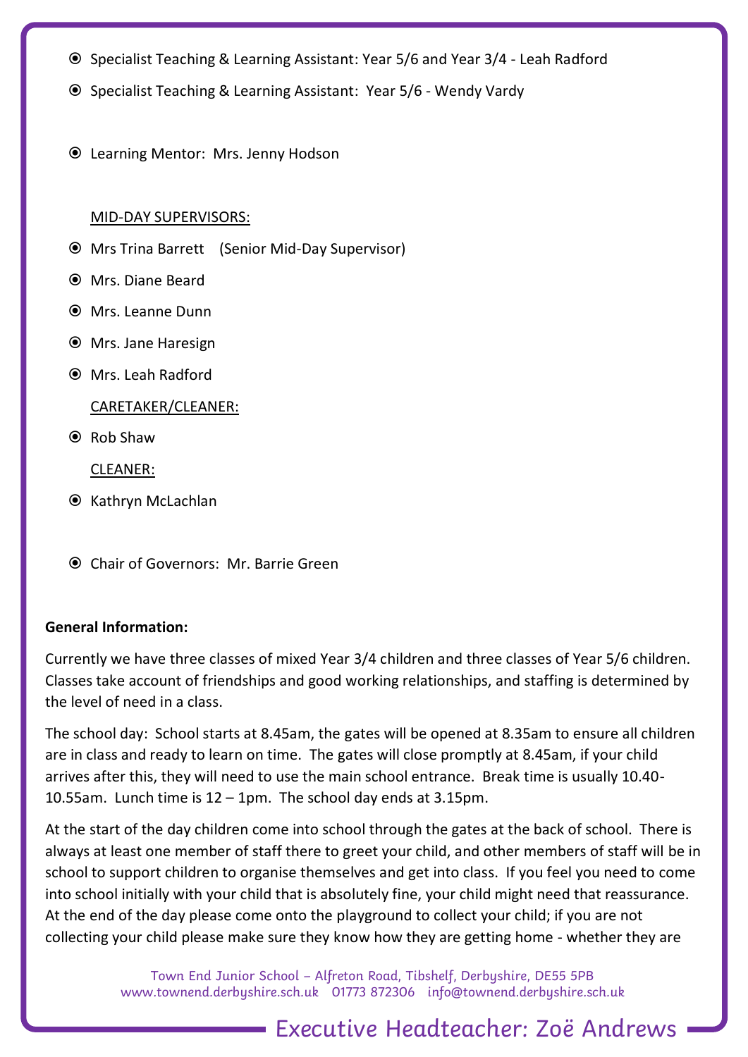- Specialist Teaching & Learning Assistant: Year 5/6 and Year 3/4 - Leah Radford
- Specialist Teaching & Learning Assistant: Year 5/6 - Wendy Vardy

- Learning Mentor: Mrs. Jenny Hodson

MID-DAY SUPERVISORS:

- Mrs Trina Barrett (Senior Mid-Day Supervisor)
- Mrs. Diane Beard
- Mrs. Leanne Dunn
- Mrs. Jane Haresign
- Mrs. Leah Radford

CARETAKER/CLEANER:

- Rob Shaw

CLEANER:

- Kathryn McLachlan

- Chair of Governors: Mr. Barrie Green

**General Information:**

Currently we have three classes of mixed Year 3/4 children and three classes of Year 5/6 children. Classes take account of friendships and good working relationships, and staffing is determined by the level of need in a class.

The school day: School starts at 8.45am, the gates will be opened at 8.35am to ensure all children are in class and ready to learn on time. The gates will close promptly at 8.45am, if your child arrives after this, they will need to use the main school entrance. Break time is usually 10.40-10.55am. Lunch time is 12 – 1pm. The school day ends at 3.15pm.

At the start of the day children come into school through the gates at the back of school. There is always at least one member of staff there to greet your child, and other members of staff will be in school to support children to organise themselves and get into class. If you feel you need to come into school initially with your child that is absolutely fine, your child might need that reassurance. At the end of the day please come onto the playground to collect your child; if you are not collecting your child please make sure they know how they are getting home - whether they are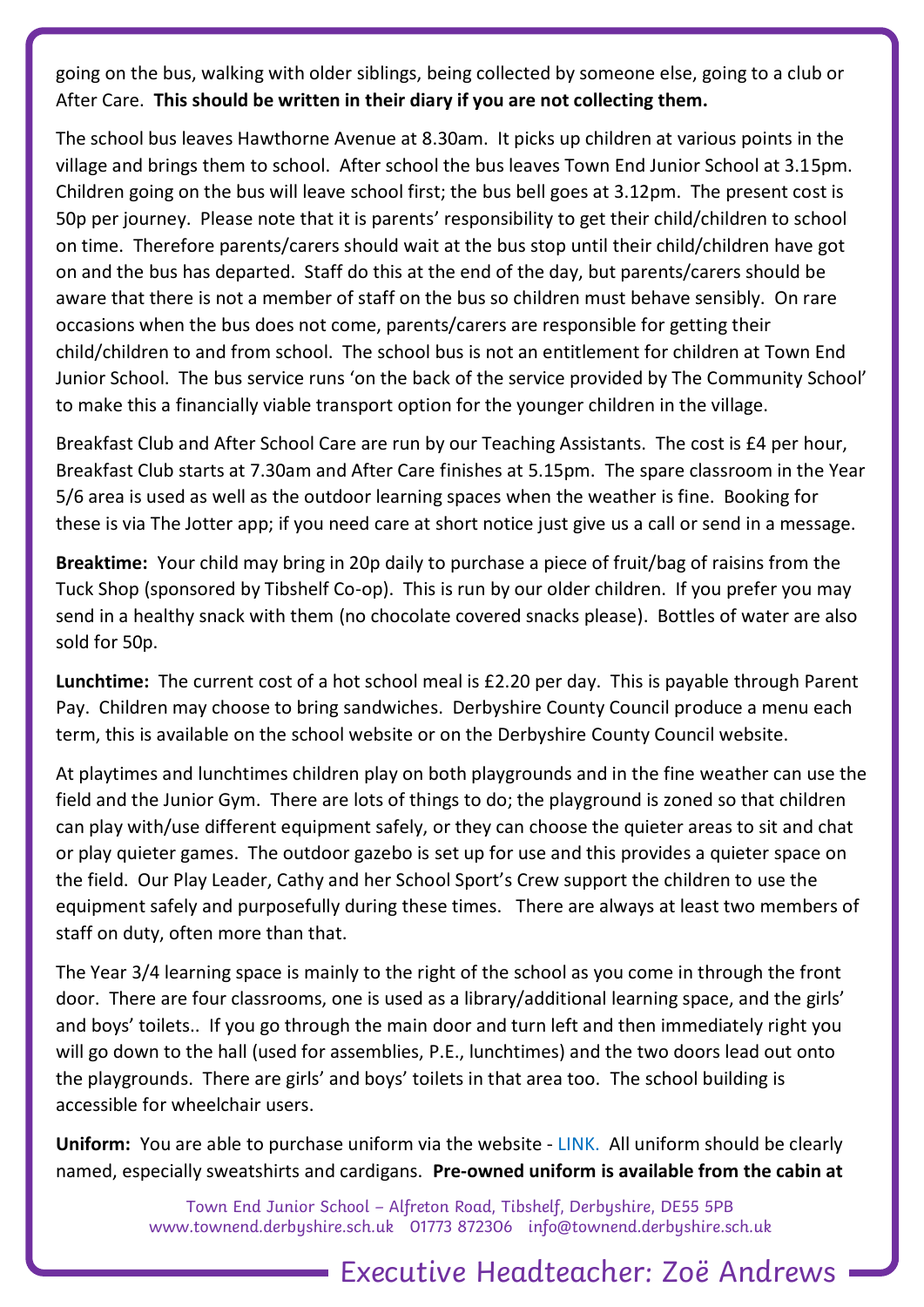going on the bus, walking with older siblings, being collected by someone else, going to a club or After Care. **This should be written in their diary if you are not collecting them.**

The school bus leaves Hawthorne Avenue at 8.30am. It picks up children at various points in the village and brings them to school. After school the bus leaves Town End Junior School at 3.15pm. Children going on the bus will leave school first; the bus bell goes at 3.12pm. The present cost is 50p per journey. Please note that it is parents' responsibility to get their child/children to school on time. Therefore parents/carers should wait at the bus stop until their child/children have got on and the bus has departed. Staff do this at the end of the day, but parents/carers should be aware that there is not a member of staff on the bus so children must behave sensibly. On rare occasions when the bus does not come, parents/carers are responsible for getting their child/children to and from school. The school bus is not an entitlement for children at Town End Junior School. The bus service runs 'on the back of the service provided by The Community School' to make this a financially viable transport option for the younger children in the village.

Breakfast Club and After School Care are run by our Teaching Assistants. The cost is £4 per hour, Breakfast Club starts at 7.30am and After Care finishes at 5.15pm. The spare classroom in the Year 5/6 area is used as well as the outdoor learning spaces when the weather is fine. Booking for these is via The Jotter app; if you need care at short notice just give us a call or send in a message.

**Breaktime:** Your child may bring in 20p daily to purchase a piece of fruit/bag of raisins from the Tuck Shop (sponsored by Tibshelf Co-op). This is run by our older children. If you prefer you may send in a healthy snack with them (no chocolate covered snacks please). Bottles of water are also sold for 50p.

**Lunchtime:** The current cost of a hot school meal is £2.20 per day. This is payable through Parent Pay. Children may choose to bring sandwiches. Derbyshire County Council produce a menu each term, this is available on the school website or on the Derbyshire County Council website.

At playtimes and lunchtimes children play on both playgrounds and in the fine weather can use the field and the Junior Gym. There are lots of things to do; the playground is zoned so that children can play with/use different equipment safely, or they can choose the quieter areas to sit and chat or play quieter games. The outdoor gazebo is set up for use and this provides a quieter space on the field. Our Play Leader, Cathy and her School Sport's Crew support the children to use the equipment safely and purposefully during these times. There are always at least two members of staff on duty, often more than that.

The Year 3/4 learning space is mainly to the right of the school as you come in through the front door. There are four classrooms, one is used as a library/additional learning space, and the girls' and boys' toilets.. If you go through the main door and turn left and then immediately right you will go down to the hall (used for assemblies, P.E., lunchtimes) and the two doors lead out onto the playgrounds. There are girls' and boys' toilets in that area too. The school building is accessible for wheelchair users.

**Uniform:** You are able to purchase uniform via the website - LINK. All uniform should be clearly named, especially sweatshirts and cardigans. **Pre-owned uniform is available from the cabin at**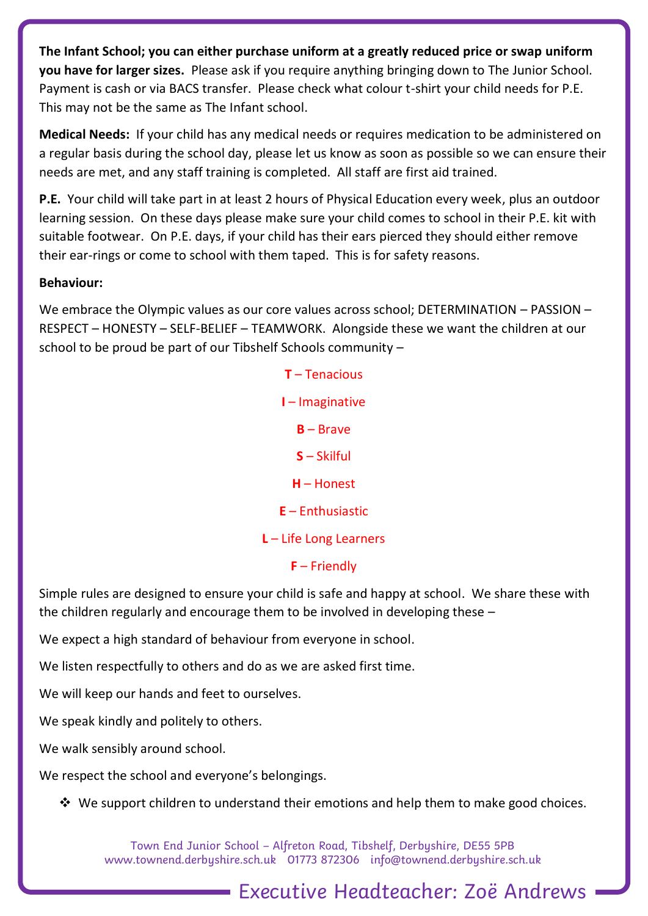**The Infant School; you can either purchase uniform at a greatly reduced price or swap uniform you have for larger sizes.** Please ask if you require anything bringing down to The Junior School. Payment is cash or via BACS transfer. Please check what colour t-shirt your child needs for P.E. This may not be the same as The Infant school.

**Medical Needs:** If your child has any medical needs or requires medication to be administered on a regular basis during the school day, please let us know as soon as possible so we can ensure their needs are met, and any staff training is completed. All staff are first aid trained.

**P.E.** Your child will take part in at least 2 hours of Physical Education every week, plus an outdoor learning session. On these days please make sure your child comes to school in their P.E. kit with suitable footwear. On P.E. days, if your child has their ears pierced they should either remove their ear-rings or come to school with them taped. This is for safety reasons.

**Behaviour:**

We embrace the Olympic values as our core values across school; DETERMINATION – PASSION – RESPECT – HONESTY – SELF-BELIEF – TEAMWORK. Alongside these we want the children at our school to be proud be part of our Tibshelf Schools community –

**T** – Tenacious

**I** – Imaginative

**B** – Brave

**S** – Skilful

**H** – Honest

**E** – Enthusiastic

**L** – Life Long Learners

**F** – Friendly

Simple rules are designed to ensure your child is safe and happy at school. We share these with the children regularly and encourage them to be involved in developing these –

We expect a high standard of behaviour from everyone in school.

We listen respectfully to others and do as we are asked first time.

We will keep our hands and feet to ourselves.

We speak kindly and politely to others.

We walk sensibly around school.

We respect the school and everyone's belongings.

- We support children to understand their emotions and help them to make good choices.

Town End Junior School – Alfreton Road, Tibshelf, Derbyshire, DE55 5PB
www.townend.derbyshire.sch.uk 01773 872306 info@townend.derbyshire.sch.uk

Executive Headteacher: Zoë Andrews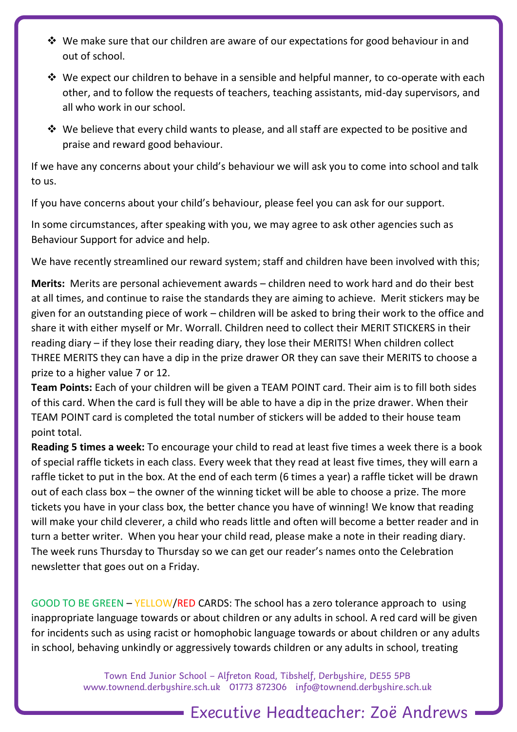- We make sure that our children are aware of our expectations for good behaviour in and out of school.
- We expect our children to behave in a sensible and helpful manner, to co-operate with each other, and to follow the requests of teachers, teaching assistants, mid-day supervisors, and all who work in our school.
- We believe that every child wants to please, and all staff are expected to be positive and praise and reward good behaviour.

If we have any concerns about your child's behaviour we will ask you to come into school and talk to us.

If you have concerns about your child's behaviour, please feel you can ask for our support.

In some circumstances, after speaking with you, we may agree to ask other agencies such as Behaviour Support for advice and help.

We have recently streamlined our reward system; staff and children have been involved with this;

**Merits:** Merits are personal achievement awards – children need to work hard and do their best at all times, and continue to raise the standards they are aiming to achieve. Merit stickers may be given for an outstanding piece of work – children will be asked to bring their work to the office and share it with either myself or Mr. Worrall. Children need to collect their MERIT STICKERS in their reading diary – if they lose their reading diary, they lose their MERITS! When children collect THREE MERITS they can have a dip in the prize drawer OR they can save their MERITS to choose a prize to a higher value 7 or 12.

**Team Points:** Each of your children will be given a TEAM POINT card. Their aim is to fill both sides of this card. When the card is full they will be able to have a dip in the prize drawer. When their TEAM POINT card is completed the total number of stickers will be added to their house team point total.

**Reading 5 times a week:** To encourage your child to read at least five times a week there is a book of special raffle tickets in each class. Every week that they read at least five times, they will earn a raffle ticket to put in the box. At the end of each term (6 times a year) a raffle ticket will be drawn out of each class box – the owner of the winning ticket will be able to choose a prize. The more tickets you have in your class box, the better chance you have of winning! We know that reading will make your child cleverer, a child who reads little and often will become a better reader and in turn a better writer. When you hear your child read, please make a note in their reading diary. The week runs Thursday to Thursday so we can get our reader's names onto the Celebration newsletter that goes out on a Friday.

GOOD TO BE GREEN – YELLOW/RED CARDS: The school has a zero tolerance approach to using inappropriate language towards or about children or any adults in school. A red card will be given for incidents such as using racist or homophobic language towards or about children or any adults in school, behaving unkindly or aggressively towards children or any adults in school, treating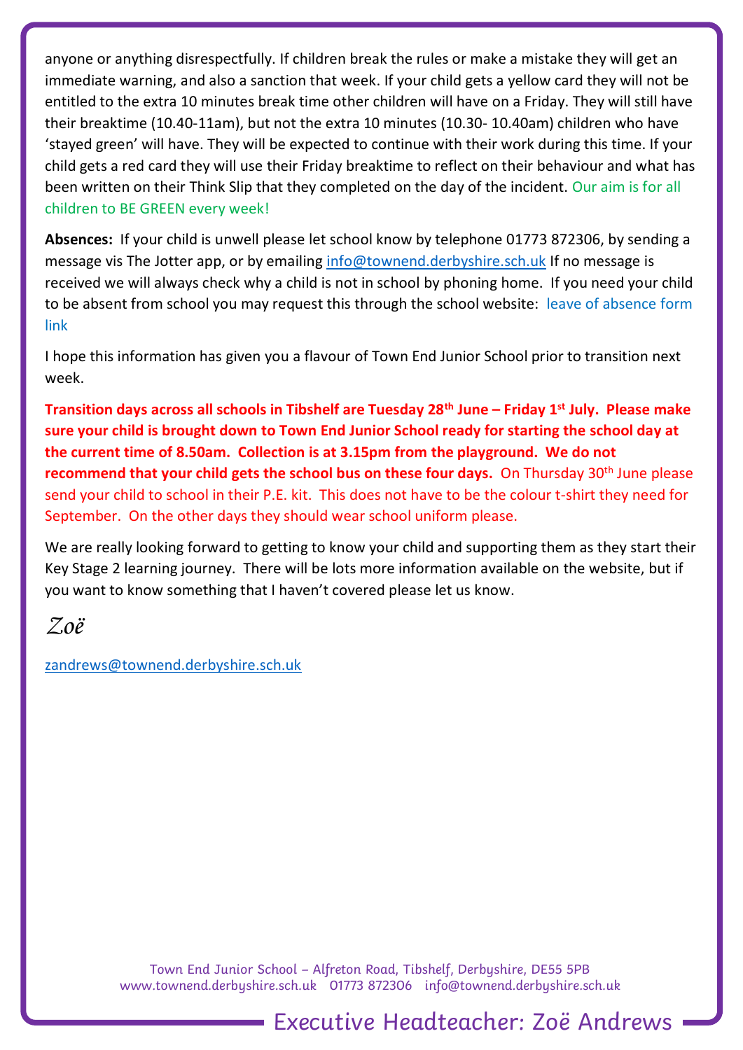anyone or anything disrespectfully. If children break the rules or make a mistake they will get an immediate warning, and also a sanction that week. If your child gets a yellow card they will not be entitled to the extra 10 minutes break time other children will have on a Friday. They will still have their breaktime (10.40-11am), but not the extra 10 minutes (10.30- 10.40am) children who have 'stayed green' will have. They will be expected to continue with their work during this time. If your child gets a red card they will use their Friday breaktime to reflect on their behaviour and what has been written on their Think Slip that they completed on the day of the incident. Our aim is for all children to BE GREEN every week!

**Absences:** If your child is unwell please let school know by telephone 01773 872306, by sending a message vis The Jotter app, or by emailing info@townend.derbyshire.sch.uk If no message is received we will always check why a child is not in school by phoning home. If you need your child to be absent from school you may request this through the school website: leave of absence form link

I hope this information has given you a flavour of Town End Junior School prior to transition next week.

**Transition days across all schools in Tibshelf are Tuesday 28th June – Friday 1st July. Please make sure your child is brought down to Town End Junior School ready for starting the school day at the current time of 8.50am. Collection is at 3.15pm from the playground. We do not recommend that your child gets the school bus on these four days.** On Thursday 30th June please send your child to school in their P.E. kit. This does not have to be the colour t-shirt they need for September. On the other days they should wear school uniform please.

We are really looking forward to getting to know your child and supporting them as they start their Key Stage 2 learning journey. There will be lots more information available on the website, but if you want to know something that I haven't covered please let us know.

*Zoë*

zandrews@townend.derbyshire.sch.uk

Town End Junior School – Alfreton Road, Tibshelf, Derbyshire, DE55 5PB
www.townend.derbyshire.sch.uk 01773 872306 info@townend.derbyshire.sch.uk

Executive Headteacher: Zoë Andrews